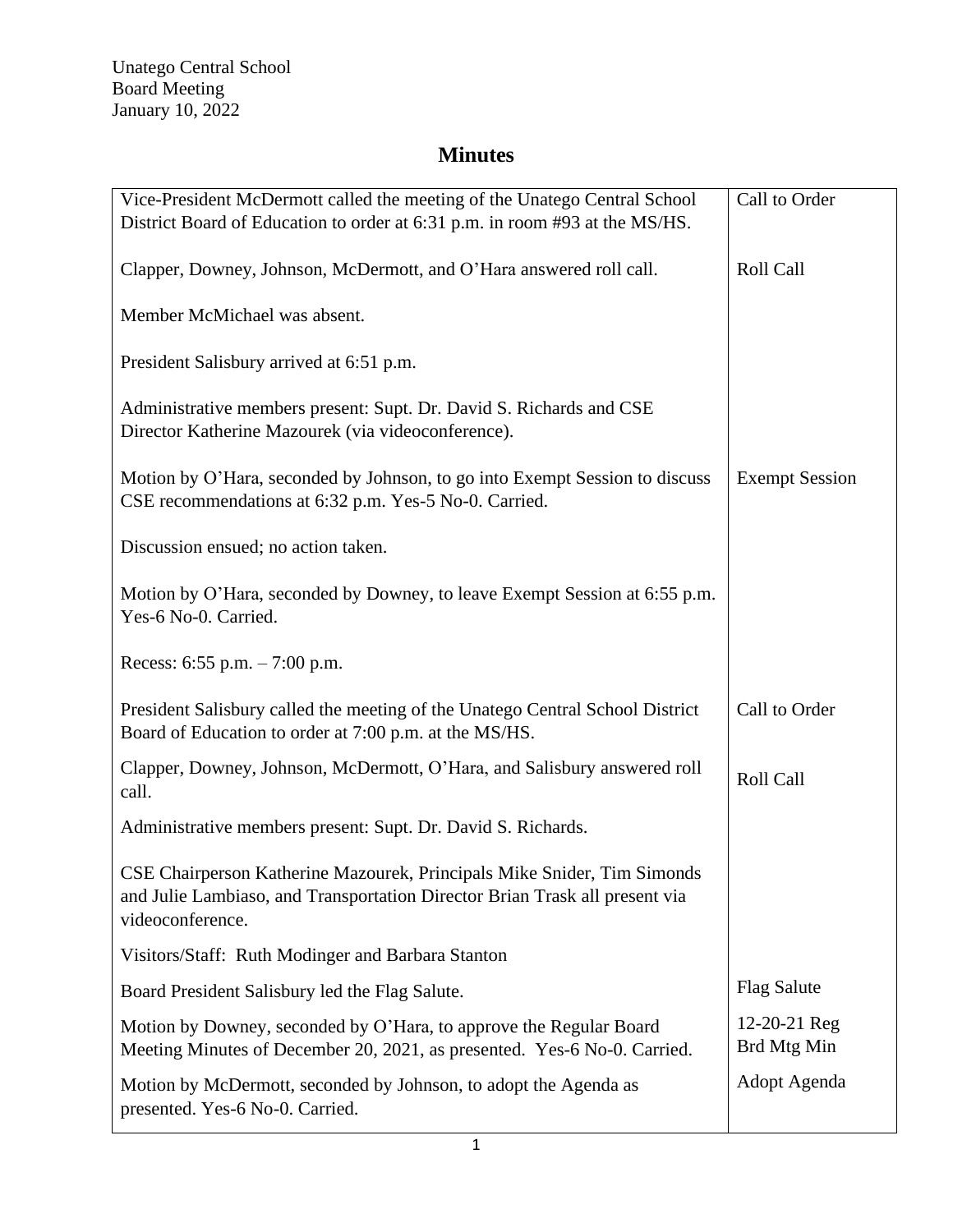Unatego Central School
Board Meeting
January 10, 2022

# Minutes

| | |
|---|---|
| Vice-President McDermott called the meeting of the Unatego Central School District Board of Education to order at 6:31 p.m. in room #93 at the MS/HS. | Call to Order |
| Clapper, Downey, Johnson, McDermott, and O'Hara answered roll call. | Roll Call |
| Member McMichael was absent. | |
| President Salisbury arrived at 6:51 p.m. | |
| Administrative members present: Supt. Dr. David S. Richards and CSE Director Katherine Mazourek (via videoconference). | |
| Motion by O'Hara, seconded by Johnson, to go into Exempt Session to discuss CSE recommendations at 6:32 p.m. Yes-5 No-0. Carried. | Exempt Session |
| Discussion ensued; no action taken. | |
| Motion by O'Hara, seconded by Downey, to leave Exempt Session at 6:55 p.m. Yes-6 No-0. Carried. | |
| Recess: 6:55 p.m. – 7:00 p.m. | |
| President Salisbury called the meeting of the Unatego Central School District Board of Education to order at 7:00 p.m. at the MS/HS. | Call to Order |
| Clapper, Downey, Johnson, McDermott, O'Hara, and Salisbury answered roll call. | Roll Call |
| Administrative members present: Supt. Dr. David S. Richards. | |
| CSE Chairperson Katherine Mazourek, Principals Mike Snider, Tim Simonds and Julie Lambiaso, and Transportation Director Brian Trask all present via videoconference. | |
| Visitors/Staff: Ruth Modinger and Barbara Stanton | |
| Board President Salisbury led the Flag Salute. | Flag Salute |
| Motion by Downey, seconded by O'Hara, to approve the Regular Board Meeting Minutes of December 20, 2021, as presented. Yes-6 No-0. Carried. | 12-20-21 Reg Brd Mtg Min |
| Motion by McDermott, seconded by Johnson, to adopt the Agenda as presented. Yes-6 No-0. Carried. | Adopt Agenda |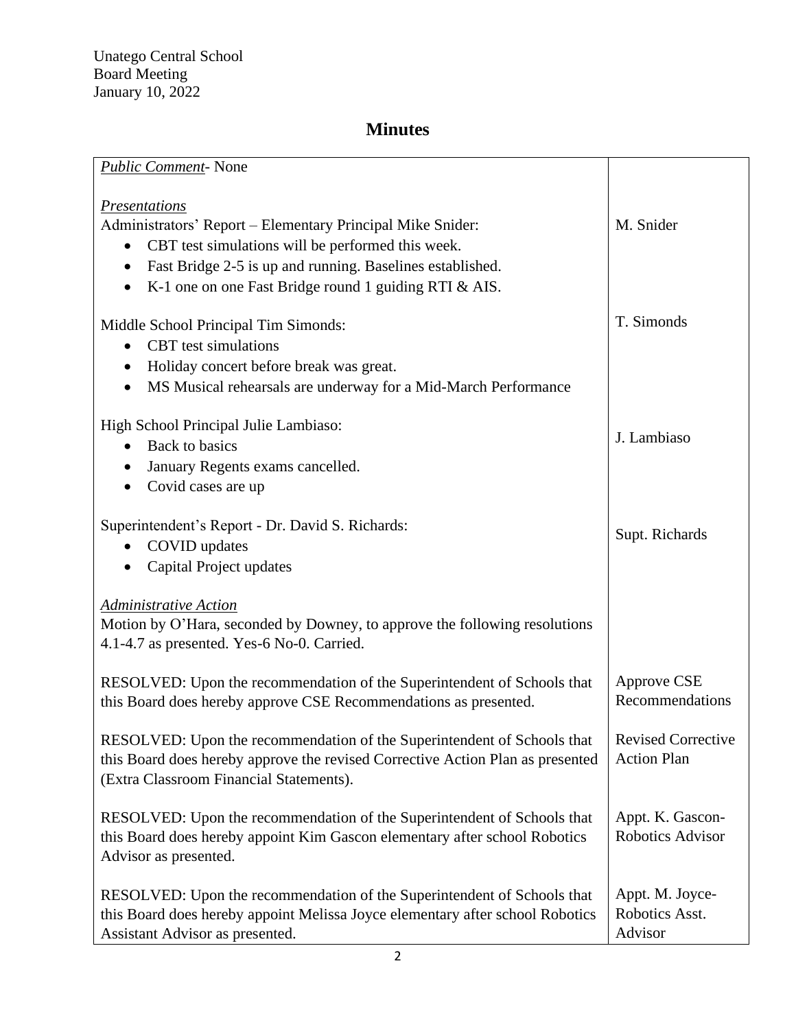Unatego Central School
Board Meeting
January 10, 2022

# Minutes

| | |
|---|---|
| ***Public Comment***- None | |
| ***Presentations*** | |
| Administrators' Report – Elementary Principal Mike Snider:<br>• CBT test simulations will be performed this week.<br>• Fast Bridge 2-5 is up and running. Baselines established.<br>• K-1 one on one Fast Bridge round 1 guiding RTI & AIS. | M. Snider |
| Middle School Principal Tim Simonds:<br>• CBT test simulations<br>• Holiday concert before break was great.<br>• MS Musical rehearsals are underway for a Mid-March Performance | T. Simonds |
| High School Principal Julie Lambiaso:<br>• Back to basics<br>• January Regents exams cancelled.<br>• Covid cases are up | J. Lambiaso |
| Superintendent's Report - Dr. David S. Richards:<br>• COVID updates<br>• Capital Project updates | Supt. Richards |
| ***Administrative Action***<br>Motion by O'Hara, seconded by Downey, to approve the following resolutions 4.1-4.7 as presented. Yes-6 No-0. Carried. | |
| RESOLVED: Upon the recommendation of the Superintendent of Schools that this Board does hereby approve CSE Recommendations as presented. | Approve CSE Recommendations |
| RESOLVED: Upon the recommendation of the Superintendent of Schools that this Board does hereby approve the revised Corrective Action Plan as presented (Extra Classroom Financial Statements). | Revised Corrective Action Plan |
| RESOLVED: Upon the recommendation of the Superintendent of Schools that this Board does hereby appoint Kim Gascon elementary after school Robotics Advisor as presented. | Appt. K. Gascon-Robotics Advisor |
| RESOLVED: Upon the recommendation of the Superintendent of Schools that this Board does hereby appoint Melissa Joyce elementary after school Robotics Assistant Advisor as presented. | Appt. M. Joyce-Robotics Asst. Advisor |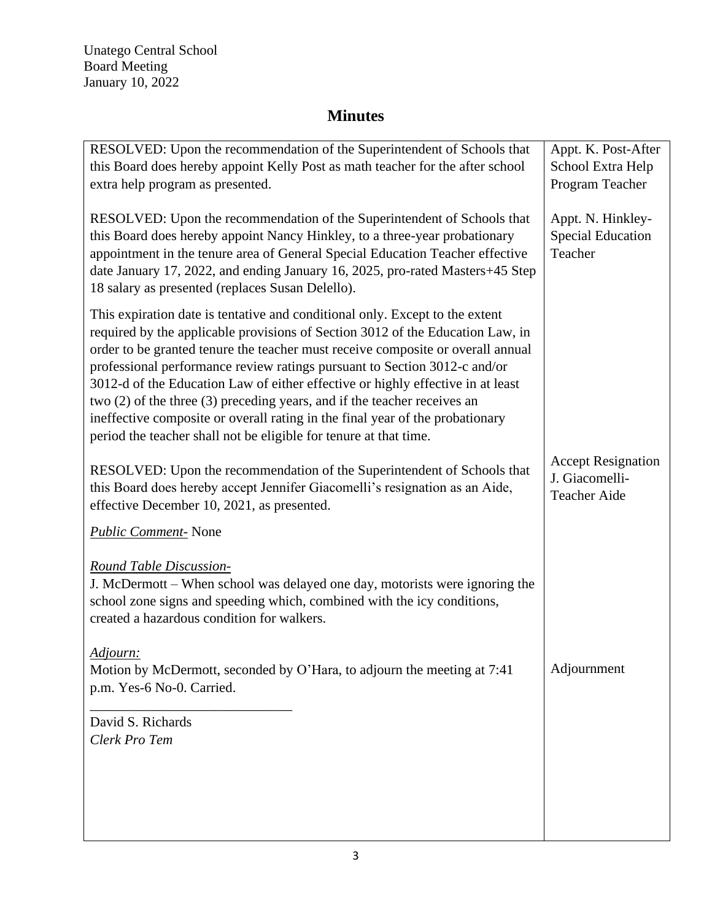Unatego Central School
Board Meeting
January 10, 2022

# Minutes

| | |
|---|---|
| RESOLVED: Upon the recommendation of the Superintendent of Schools that this Board does hereby appoint Kelly Post as math teacher for the after school extra help program as presented. | Appt. K. Post-After School Extra Help Program Teacher |
| RESOLVED: Upon the recommendation of the Superintendent of Schools that this Board does hereby appoint Nancy Hinkley, to a three-year probationary appointment in the tenure area of General Special Education Teacher effective date January 17, 2022, and ending January 16, 2025, pro-rated Masters+45 Step 18 salary as presented (replaces Susan Delello). | Appt. N. Hinkley-Special Education Teacher |
| This expiration date is tentative and conditional only. Except to the extent required by the applicable provisions of Section 3012 of the Education Law, in order to be granted tenure the teacher must receive composite or overall annual professional performance review ratings pursuant to Section 3012-c and/or 3012-d of the Education Law of either effective or highly effective in at least two (2) of the three (3) preceding years, and if the teacher receives an ineffective composite or overall rating in the final year of the probationary period the teacher shall not be eligible for tenure at that time. | |
| RESOLVED: Upon the recommendation of the Superintendent of Schools that this Board does hereby accept Jennifer Giacomelli's resignation as an Aide, effective December 10, 2021, as presented. | Accept Resignation J. Giacomelli-Teacher Aide |
| *Public Comment-* None | |
| *Round Table Discussion-* J. McDermott – When school was delayed one day, motorists were ignoring the school zone signs and speeding which, combined with the icy conditions, created a hazardous condition for walkers. | |
| *Adjourn:* Motion by McDermott, seconded by O'Hara, to adjourn the meeting at 7:41 p.m. Yes-6 No-0. Carried. | Adjournment |
| \_\_\_\_\_\_\_\_\_\_\_\_\_\_\_\_\_\_\_\_\_\_\_\_\_\_\_\_ David S. Richards *Clerk Pro Tem* | |